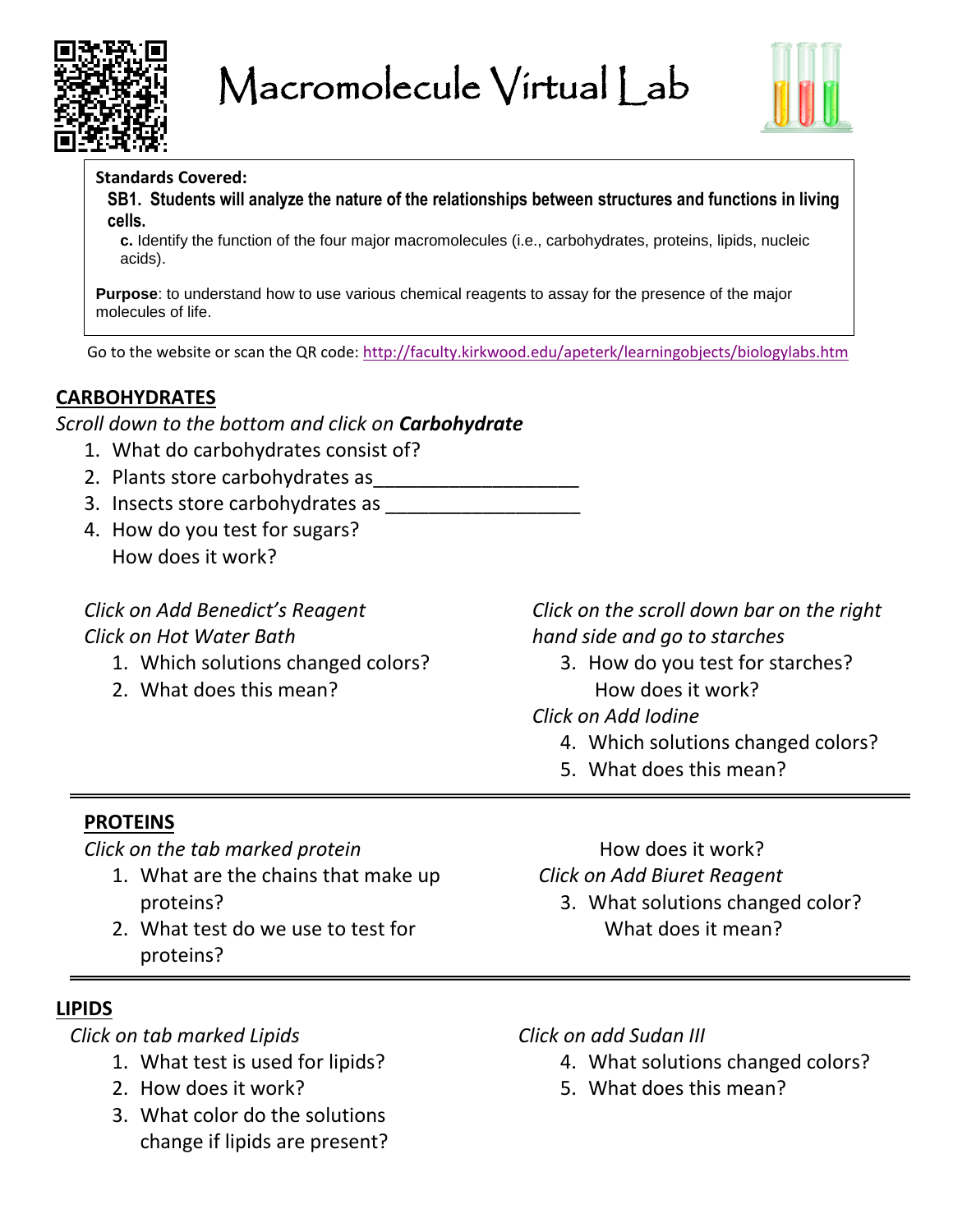# Macromolecule Virtual Lab

**Standards Covered:**

**SB1. Students will analyze the nature of the relationships between structures and functions in living cells.**

**c.** Identify the function of the four major macromolecules (i.e., carbohydrates, proteins, lipids, nucleic acids).

**Purpose**: to understand how to use various chemical reagents to assay for the presence of the major molecules of life.

Go to the website or scan the QR code: http://faculty.kirkwood.edu/apeterk/learningobjects/biologylabs.htm

## CARBOHYDRATES

*Scroll down to the bottom and click on **Carbohydrate***

1. What do carbohydrates consist of?
2. Plants store carbohydrates as___________________
3. Insects store carbohydrates as __________________
4. How do you test for sugars?
   How does it work?

*Click on Add Benedict's Reagent*

*Click on Hot Water Bath*

1. Which solutions changed colors?
2. What does this mean?

*Click on the scroll down bar on the right hand side and go to starches*

3. How do you test for starches?
   How does it work?

*Click on Add Iodine*

4. Which solutions changed colors?
5. What does this mean?

## PROTEINS

*Click on the tab marked protein*

1. What are the chains that make up proteins?
2. What test do we use to test for proteins?
   How does it work?

*Click on Add Biuret Reagent*

3. What solutions changed color?
   What does it mean?

## LIPIDS

*Click on tab marked Lipids*

1. What test is used for lipids?
2. How does it work?
3. What color do the solutions change if lipids are present?

*Click on add Sudan III*

4. What solutions changed colors?
5. What does this mean?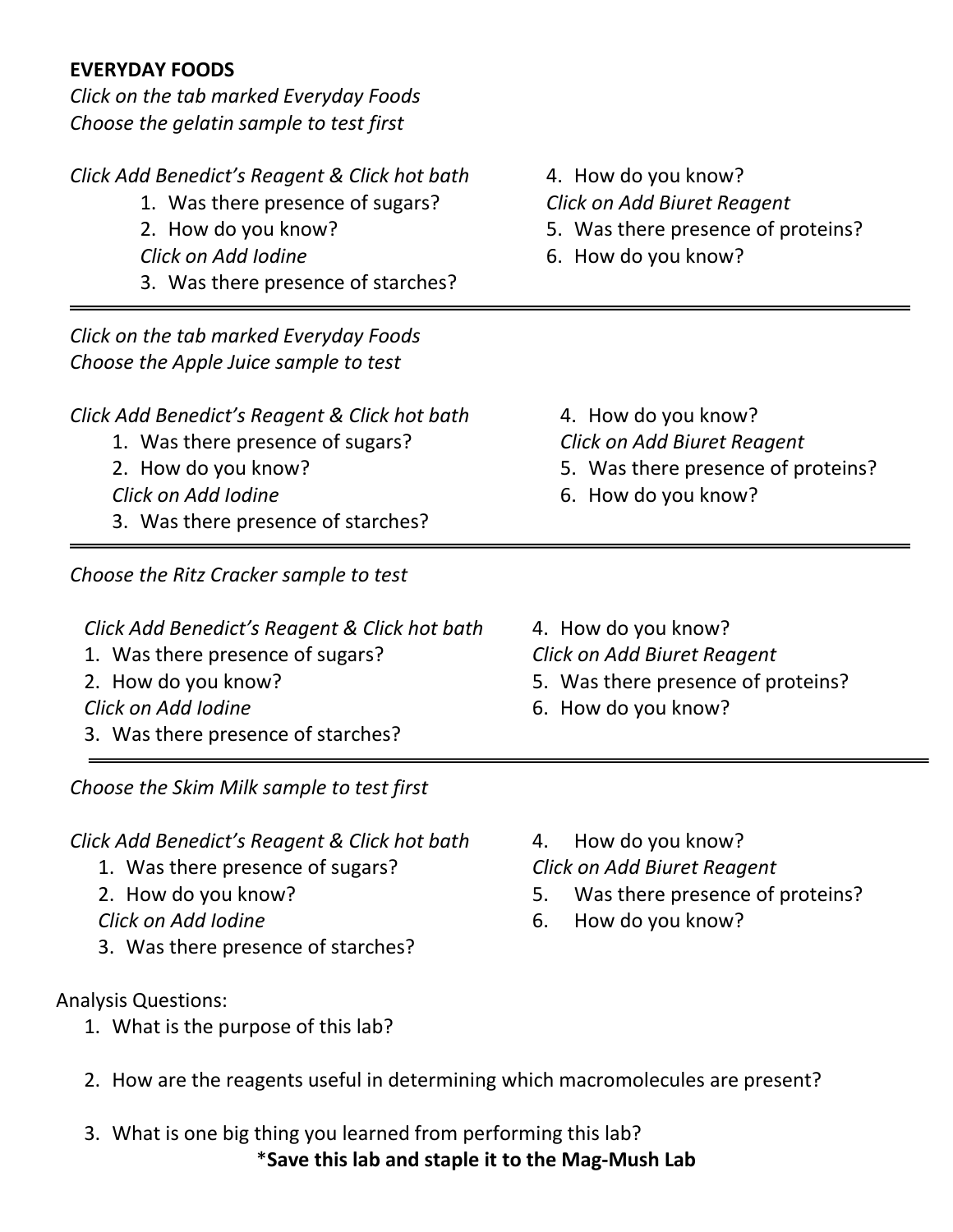**EVERYDAY FOODS**

*Click on the tab marked Everyday Foods*
*Choose the gelatin sample to test first*

*Click Add Benedict's Reagent & Click hot bath*

1. Was there presence of sugars?
2. How do you know?

*Click on Add Iodine*

3. Was there presence of starches?
4. How do you know?

*Click on Add Biuret Reagent*

5. Was there presence of proteins?
6. How do you know?

---

*Click on the tab marked Everyday Foods*
*Choose the Apple Juice sample to test*

*Click Add Benedict's Reagent & Click hot bath*

1. Was there presence of sugars?
2. How do you know?

*Click on Add Iodine*

3. Was there presence of starches?
4. How do you know?

*Click on Add Biuret Reagent*

5. Was there presence of proteins?
6. How do you know?

---

*Choose the Ritz Cracker sample to test*

*Click Add Benedict's Reagent & Click hot bath*

1. Was there presence of sugars?
2. How do you know?

*Click on Add Iodine*

3. Was there presence of starches?
4. How do you know?

*Click on Add Biuret Reagent*

5. Was there presence of proteins?
6. How do you know?

---

*Choose the Skim Milk sample to test first*

*Click Add Benedict's Reagent & Click hot bath*

1. Was there presence of sugars?
2. How do you know?

*Click on Add Iodine*

3. Was there presence of starches?
4. How do you know?

*Click on Add Biuret Reagent*

5. Was there presence of proteins?
6. How do you know?

Analysis Questions:

1. What is the purpose of this lab?
2. How are the reagents useful in determining which macromolecules are present?
3. What is one big thing you learned from performing this lab?

**\*Save this lab and staple it to the Mag-Mush Lab**